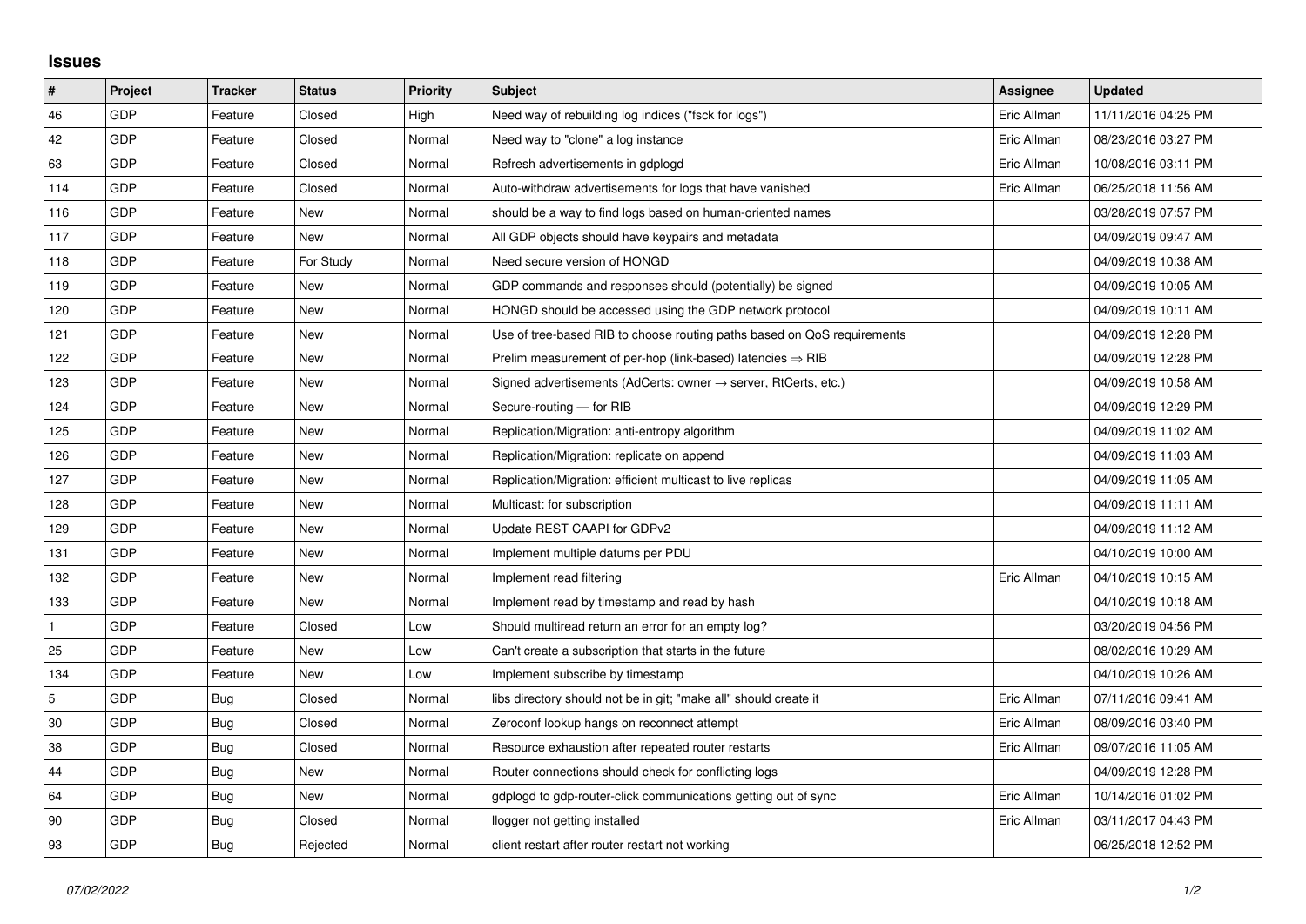## Issues

| # | Project | Tracker | Status | Priority | Subject | Assignee | Updated |
|---|---|---|---|---|---|---|---|
| 46 | GDP | Feature | Closed | High | Need way of rebuilding log indices ("fsck for logs") | Eric Allman | 11/11/2016 04:25 PM |
| 42 | GDP | Feature | Closed | Normal | Need way to "clone" a log instance | Eric Allman | 08/23/2016 03:27 PM |
| 63 | GDP | Feature | Closed | Normal | Refresh advertisements in gdplogd | Eric Allman | 10/08/2016 03:11 PM |
| 114 | GDP | Feature | Closed | Normal | Auto-withdraw advertisements for logs that have vanished | Eric Allman | 06/25/2018 11:56 AM |
| 116 | GDP | Feature | New | Normal | should be a way to find logs based on human-oriented names | | 03/28/2019 07:57 PM |
| 117 | GDP | Feature | New | Normal | All GDP objects should have keypairs and metadata | | 04/09/2019 09:47 AM |
| 118 | GDP | Feature | For Study | Normal | Need secure version of HONGD | | 04/09/2019 10:38 AM |
| 119 | GDP | Feature | New | Normal | GDP commands and responses should (potentially) be signed | | 04/09/2019 10:05 AM |
| 120 | GDP | Feature | New | Normal | HONGD should be accessed using the GDP network protocol | | 04/09/2019 10:11 AM |
| 121 | GDP | Feature | New | Normal | Use of tree-based RIB to choose routing paths based on QoS requirements | | 04/09/2019 12:28 PM |
| 122 | GDP | Feature | New | Normal | Prelim measurement of per-hop (link-based) latencies ⇒ RIB | | 04/09/2019 12:28 PM |
| 123 | GDP | Feature | New | Normal | Signed advertisements (AdCerts: owner → server, RtCerts, etc.) | | 04/09/2019 10:58 AM |
| 124 | GDP | Feature | New | Normal | Secure-routing — for RIB | | 04/09/2019 12:29 PM |
| 125 | GDP | Feature | New | Normal | Replication/Migration: anti-entropy algorithm | | 04/09/2019 11:02 AM |
| 126 | GDP | Feature | New | Normal | Replication/Migration: replicate on append | | 04/09/2019 11:03 AM |
| 127 | GDP | Feature | New | Normal | Replication/Migration: efficient multicast to live replicas | | 04/09/2019 11:05 AM |
| 128 | GDP | Feature | New | Normal | Multicast: for subscription | | 04/09/2019 11:11 AM |
| 129 | GDP | Feature | New | Normal | Update REST CAAPI for GDPv2 | | 04/09/2019 11:12 AM |
| 131 | GDP | Feature | New | Normal | Implement multiple datums per PDU | | 04/10/2019 10:00 AM |
| 132 | GDP | Feature | New | Normal | Implement read filtering | Eric Allman | 04/10/2019 10:15 AM |
| 133 | GDP | Feature | New | Normal | Implement read by timestamp and read by hash | | 04/10/2019 10:18 AM |
| 1 | GDP | Feature | Closed | Low | Should multiread return an error for an empty log? | | 03/20/2019 04:56 PM |
| 25 | GDP | Feature | New | Low | Can't create a subscription that starts in the future | | 08/02/2016 10:29 AM |
| 134 | GDP | Feature | New | Low | Implement subscribe by timestamp | | 04/10/2019 10:26 AM |
| 5 | GDP | Bug | Closed | Normal | libs directory should not be in git; "make all" should create it | Eric Allman | 07/11/2016 09:41 AM |
| 30 | GDP | Bug | Closed | Normal | Zeroconf lookup hangs on reconnect attempt | Eric Allman | 08/09/2016 03:40 PM |
| 38 | GDP | Bug | Closed | Normal | Resource exhaustion after repeated router restarts | Eric Allman | 09/07/2016 11:05 AM |
| 44 | GDP | Bug | New | Normal | Router connections should check for conflicting logs | | 04/09/2019 12:28 PM |
| 64 | GDP | Bug | New | Normal | gdplogd to gdp-router-click communications getting out of sync | Eric Allman | 10/14/2016 01:02 PM |
| 90 | GDP | Bug | Closed | Normal | llogger not getting installed | Eric Allman | 03/11/2017 04:43 PM |
| 93 | GDP | Bug | Rejected | Normal | client restart after router restart not working | | 06/25/2018 12:52 PM |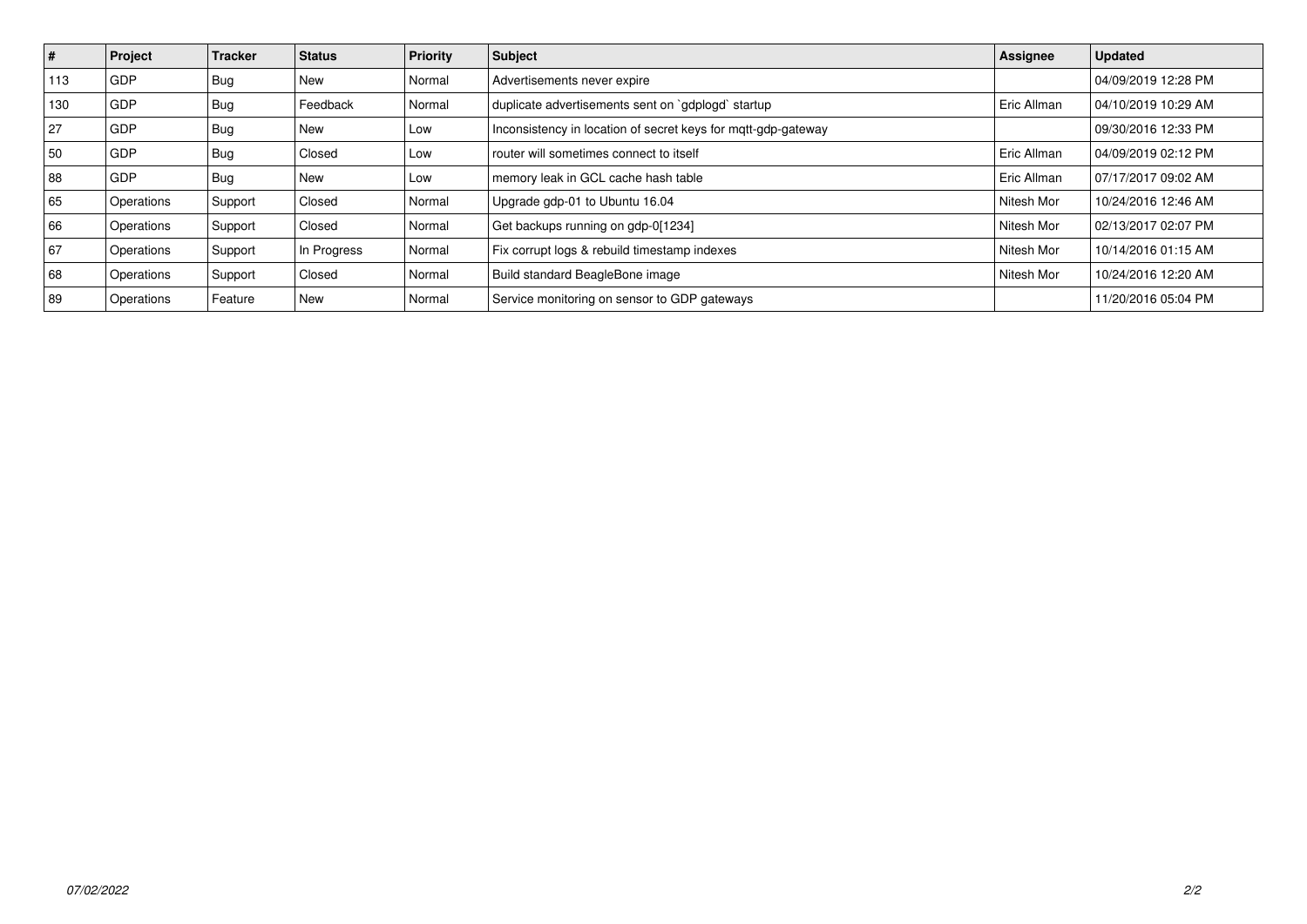| # | Project | Tracker | Status | Priority | Subject | Assignee | Updated |
|---|---|---|---|---|---|---|---|
| 113 | GDP | Bug | New | Normal | Advertisements never expire | | 04/09/2019 12:28 PM |
| 130 | GDP | Bug | Feedback | Normal | duplicate advertisements sent on `gdplogd` startup | Eric Allman | 04/10/2019 10:29 AM |
| 27 | GDP | Bug | New | Low | Inconsistency in location of secret keys for mqtt-gdp-gateway | | 09/30/2016 12:33 PM |
| 50 | GDP | Bug | Closed | Low | router will sometimes connect to itself | Eric Allman | 04/09/2019 02:12 PM |
| 88 | GDP | Bug | New | Low | memory leak in GCL cache hash table | Eric Allman | 07/17/2017 09:02 AM |
| 65 | Operations | Support | Closed | Normal | Upgrade gdp-01 to Ubuntu 16.04 | Nitesh Mor | 10/24/2016 12:46 AM |
| 66 | Operations | Support | Closed | Normal | Get backups running on gdp-0[1234] | Nitesh Mor | 02/13/2017 02:07 PM |
| 67 | Operations | Support | In Progress | Normal | Fix corrupt logs & rebuild timestamp indexes | Nitesh Mor | 10/14/2016 01:15 AM |
| 68 | Operations | Support | Closed | Normal | Build standard BeagleBone image | Nitesh Mor | 10/24/2016 12:20 AM |
| 89 | Operations | Feature | New | Normal | Service monitoring on sensor to GDP gateways | | 11/20/2016 05:04 PM |